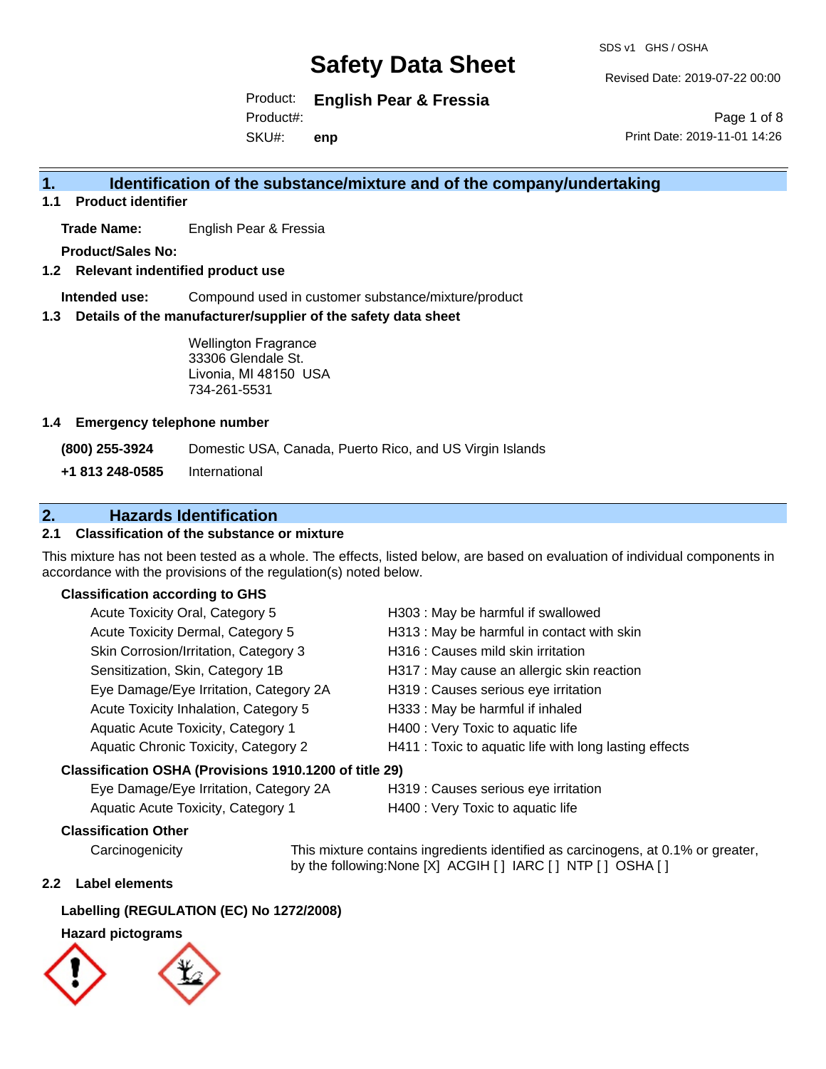# Safety Data Sheet

SDS v1 GHS / OSHA

Revised Date: 2019-07-22 00:00

Product: **English Pear & Fressia**
Product#:
SKU#: **enp**

Print Date: 2019-11-01 14:26

## 1. Identification of the substance/mixture and of the company/undertaking

### 1.1 Product identifier

**Trade Name:** English Pear & Fressia

**Product/Sales No:**

### 1.2 Relevant indentified product use

**Intended use:** Compound used in customer substance/mixture/product

### 1.3 Details of the manufacturer/supplier of the safety data sheet

Wellington Fragrance
33306 Glendale St.
Livonia, MI 48150 USA
734-261-5531

### 1.4 Emergency telephone number

**(800) 255-3924** Domestic USA, Canada, Puerto Rico, and US Virgin Islands

**+1 813 248-0585** International

## 2. Hazards Identification

### 2.1 Classification of the substance or mixture

This mixture has not been tested as a whole. The effects, listed below, are based on evaluation of individual components in accordance with the provisions of the regulation(s) noted below.

**Classification according to GHS**

| | |
|---|---|
| Acute Toxicity Oral, Category 5 | H303 : May be harmful if swallowed |
| Acute Toxicity Dermal, Category 5 | H313 : May be harmful in contact with skin |
| Skin Corrosion/Irritation, Category 3 | H316 : Causes mild skin irritation |
| Sensitization, Skin, Category 1B | H317 : May cause an allergic skin reaction |
| Eye Damage/Eye Irritation, Category 2A | H319 : Causes serious eye irritation |
| Acute Toxicity Inhalation, Category 5 | H333 : May be harmful if inhaled |
| Aquatic Acute Toxicity, Category 1 | H400 : Very Toxic to aquatic life |
| Aquatic Chronic Toxicity, Category 2 | H411 : Toxic to aquatic life with long lasting effects |

**Classification OSHA (Provisions 1910.1200 of title 29)**

| | |
|---|---|
| Eye Damage/Eye Irritation, Category 2A | H319 : Causes serious eye irritation |
| Aquatic Acute Toxicity, Category 1 | H400 : Very Toxic to aquatic life |

**Classification Other**

Carcinogenicity: This mixture contains ingredients identified as carcinogens, at 0.1% or greater, by the following:None [X] ACGIH [ ] IARC [ ] NTP [ ] OSHA [ ]

### 2.2 Label elements

**Labelling (REGULATION (EC) No 1272/2008)**

**Hazard pictograms**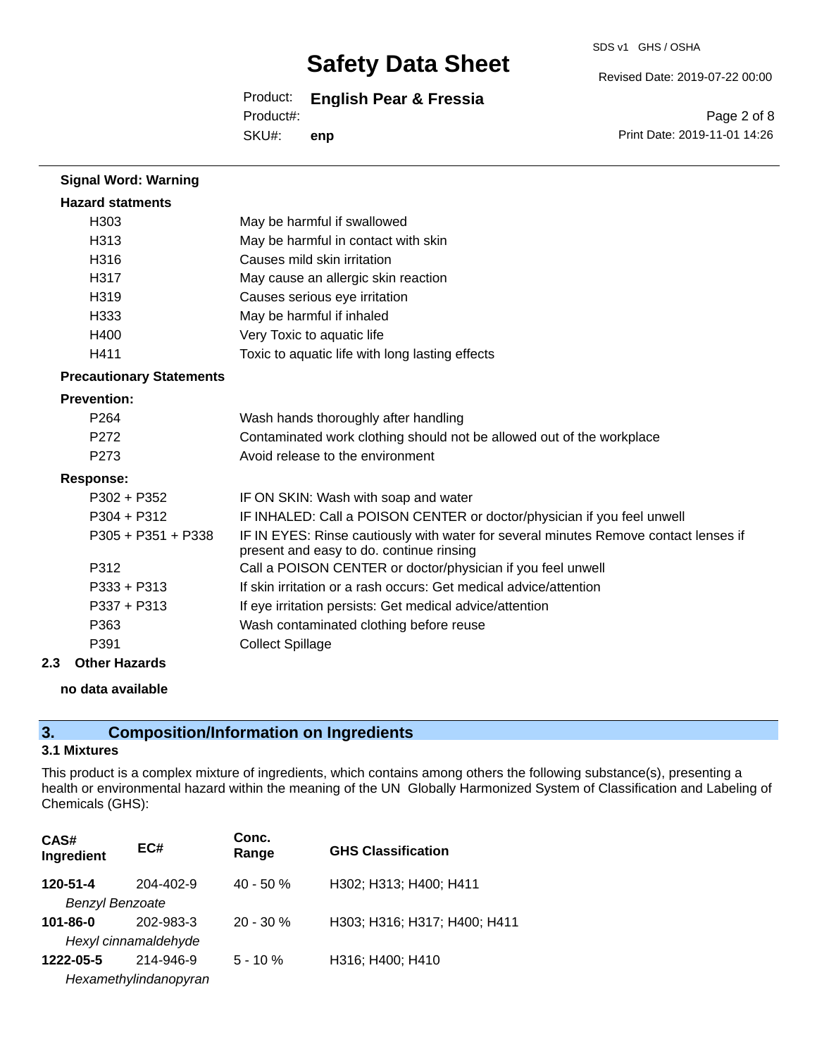**Signal Word: Warning**

**Hazard statments**

| | |
|---|---|
| H303 | May be harmful if swallowed |
| H313 | May be harmful in contact with skin |
| H316 | Causes mild skin irritation |
| H317 | May cause an allergic skin reaction |
| H319 | Causes serious eye irritation |
| H333 | May be harmful if inhaled |
| H400 | Very Toxic to aquatic life |
| H411 | Toxic to aquatic life with long lasting effects |

**Precautionary Statements**

**Prevention:**

| | |
|---|---|
| P264 | Wash hands thoroughly after handling |
| P272 | Contaminated work clothing should not be allowed out of the workplace |
| P273 | Avoid release to the environment |

**Response:**

| | |
|---|---|
| P302 + P352 | IF ON SKIN: Wash with soap and water |
| P304 + P312 | IF INHALED: Call a POISON CENTER or doctor/physician if you feel unwell |
| P305 + P351 + P338 | IF IN EYES: Rinse cautiously with water for several minutes Remove contact lenses if present and easy to do. continue rinsing |
| P312 | Call a POISON CENTER or doctor/physician if you feel unwell |
| P333 + P313 | If skin irritation or a rash occurs: Get medical advice/attention |
| P337 + P313 | If eye irritation persists: Get medical advice/attention |
| P363 | Wash contaminated clothing before reuse |
| P391 | Collect Spillage |

**2.3 Other Hazards**

**no data available**

## 3. Composition/Information on Ingredients

### 3.1 Mixtures

This product is a complex mixture of ingredients, which contains among others the following substance(s), presenting a health or environmental hazard within the meaning of the UN Globally Harmonized System of Classification and Labeling of Chemicals (GHS):

| CAS# Ingredient | EC# | Conc. Range | GHS Classification |
|---|---|---|---|
| **120-51-4** *Benzyl Benzoate* | 204-402-9 | 40 - 50 % | H302; H313; H400; H411 |
| **101-86-0** *Hexyl cinnamaldehyde* | 202-983-3 | 20 - 30 % | H303; H316; H317; H400; H411 |
| **1222-05-5** *Hexamethylindanopyran* | 214-946-9 | 5 - 10 % | H316; H400; H410 |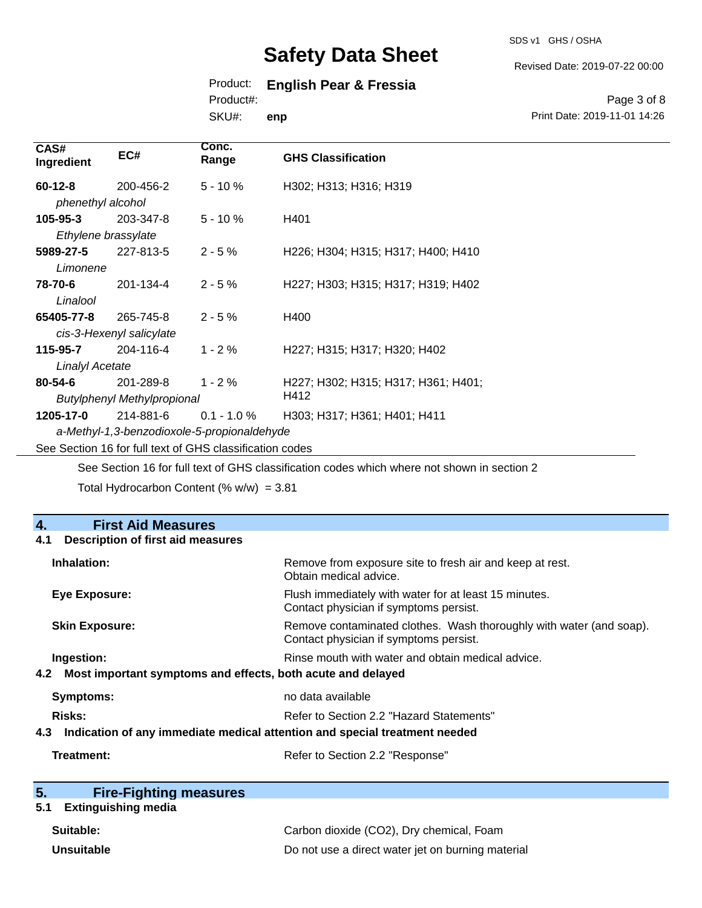| CAS# Ingredient | EC# | Conc. Range | GHS Classification |
|---|---|---|---|
| **60-12-8** *phenethyl alcohol* | 200-456-2 | 5 - 10 % | H302; H313; H316; H319 |
| **105-95-3** *Ethylene brassylate* | 203-347-8 | 5 - 10 % | H401 |
| **5989-27-5** *Limonene* | 227-813-5 | 2 - 5 % | H226; H304; H315; H317; H400; H410 |
| **78-70-6** *Linalool* | 201-134-4 | 2 - 5 % | H227; H303; H315; H317; H319; H402 |
| **65405-77-8** *cis-3-Hexenyl salicylate* | 265-745-8 | 2 - 5 % | H400 |
| **115-95-7** *Linalyl Acetate* | 204-116-4 | 1 - 2 % | H227; H315; H317; H320; H402 |
| **80-54-6** *Butylphenyl Methylpropional* | 201-289-8 | 1 - 2 % | H227; H302; H315; H317; H361; H401; H412 |
| **1205-17-0** *a-Methyl-1,3-benzodioxole-5-propionaldehyde* | 214-881-6 | 0.1 - 1.0 % | H303; H317; H361; H401; H411 |

See Section 16 for full text of GHS classification codes

See Section 16 for full text of GHS classification codes which where not shown in section 2

Total Hydrocarbon Content (% w/w) = 3.81

## 4. First Aid Measures

### 4.1 Description of first aid measures

**Inhalation:** Remove from exposure site to fresh air and keep at rest. Obtain medical advice.

**Eye Exposure:** Flush immediately with water for at least 15 minutes. Contact physician if symptoms persist.

**Skin Exposure:** Remove contaminated clothes. Wash thoroughly with water (and soap). Contact physician if symptoms persist.

**Ingestion:** Rinse mouth with water and obtain medical advice.

### 4.2 Most important symptoms and effects, both acute and delayed

**Symptoms:** no data available

**Risks:** Refer to Section 2.2 "Hazard Statements"

### 4.3 Indication of any immediate medical attention and special treatment needed

**Treatment:** Refer to Section 2.2 "Response"

## 5. Fire-Fighting measures

### 5.1 Extinguishing media

**Suitable:** Carbon dioxide ($CO_2$), Dry chemical, Foam

**Unsuitable** Do not use a direct water jet on burning material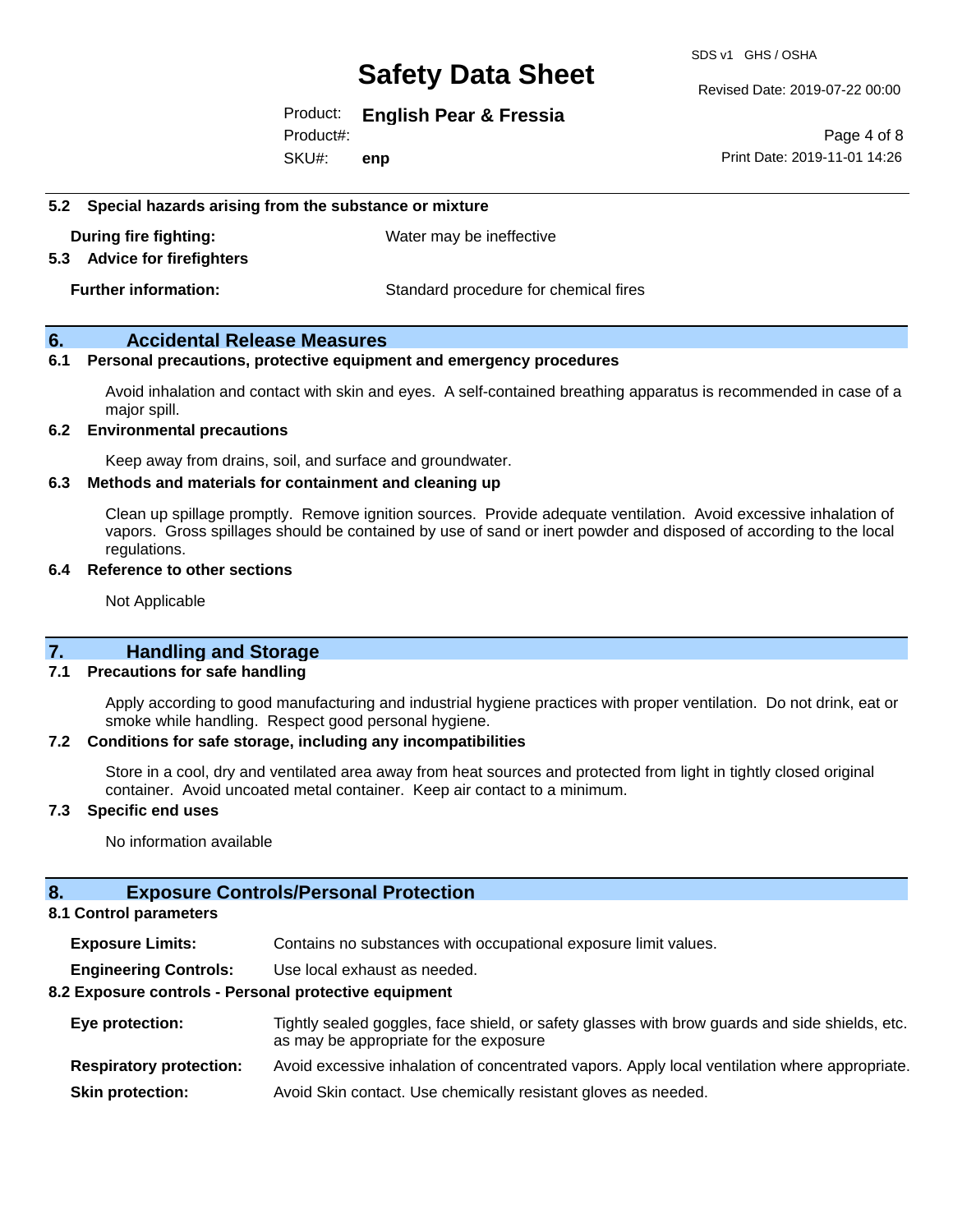### 5.2 Special hazards arising from the substance or mixture

**During fire fighting:** Water may be ineffective

### 5.3 Advice for firefighters

**Further information:** Standard procedure for chemical fires

## 6. Accidental Release Measures

### 6.1 Personal precautions, protective equipment and emergency procedures

Avoid inhalation and contact with skin and eyes. A self-contained breathing apparatus is recommended in case of a major spill.

### 6.2 Environmental precautions

Keep away from drains, soil, and surface and groundwater.

### 6.3 Methods and materials for containment and cleaning up

Clean up spillage promptly. Remove ignition sources. Provide adequate ventilation. Avoid excessive inhalation of vapors. Gross spillages should be contained by use of sand or inert powder and disposed of according to the local regulations.

### 6.4 Reference to other sections

Not Applicable

## 7. Handling and Storage

### 7.1 Precautions for safe handling

Apply according to good manufacturing and industrial hygiene practices with proper ventilation. Do not drink, eat or smoke while handling. Respect good personal hygiene.

### 7.2 Conditions for safe storage, including any incompatibilities

Store in a cool, dry and ventilated area away from heat sources and protected from light in tightly closed original container. Avoid uncoated metal container. Keep air contact to a minimum.

### 7.3 Specific end uses

No information available

## 8. Exposure Controls/Personal Protection

### 8.1 Control parameters

**Exposure Limits:** Contains no substances with occupational exposure limit values.

**Engineering Controls:** Use local exhaust as needed.

### 8.2 Exposure controls - Personal protective equipment

**Eye protection:** Tightly sealed goggles, face shield, or safety glasses with brow guards and side shields, etc. as may be appropriate for the exposure

**Respiratory protection:** Avoid excessive inhalation of concentrated vapors. Apply local ventilation where appropriate.

**Skin protection:** Avoid Skin contact. Use chemically resistant gloves as needed.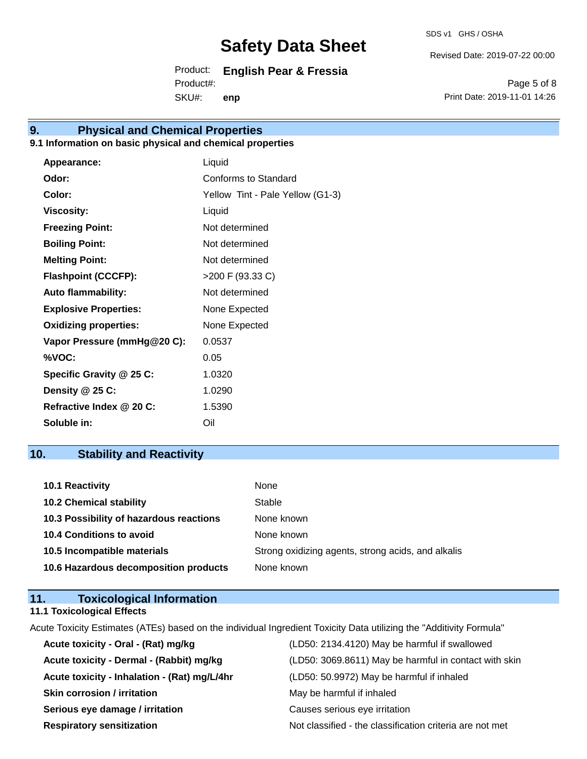## 9. Physical and Chemical Properties

### 9.1 Information on basic physical and chemical properties

| Property | Value |
|---|---|
| **Appearance:** | Liquid |
| **Odor:** | Conforms to Standard |
| **Color:** | Yellow Tint - Pale Yellow (G1-3) |
| **Viscosity:** | Liquid |
| **Freezing Point:** | Not determined |
| **Boiling Point:** | Not determined |
| **Melting Point:** | Not determined |
| **Flashpoint (CCCFP):** | >200 F (93.33 C) |
| **Auto flammability:** | Not determined |
| **Explosive Properties:** | None Expected |
| **Oxidizing properties:** | None Expected |
| **Vapor Pressure (mmHg@20 C):** | 0.0537 |
| **%VOC:** | 0.05 |
| **Specific Gravity @ 25 C:** | 1.0320 |
| **Density @ 25 C:** | 1.0290 |
| **Refractive Index @ 20 C:** | 1.5390 |
| **Soluble in:** | Oil |

## 10. Stability and Reactivity

| Item | Value |
|---|---|
| **10.1 Reactivity** | None |
| **10.2 Chemical stability** | Stable |
| **10.3 Possibility of hazardous reactions** | None known |
| **10.4 Conditions to avoid** | None known |
| **10.5 Incompatible materials** | Strong oxidizing agents, strong acids, and alkalis |
| **10.6 Hazardous decomposition products** | None known |

## 11. Toxicological Information

### 11.1 Toxicological Effects

Acute Toxicity Estimates (ATEs) based on the individual Ingredient Toxicity Data utilizing the "Additivity Formula"

| Item | Value |
|---|---|
| **Acute toxicity - Oral - (Rat) mg/kg** | (LD50: 2134.4120) May be harmful if swallowed |
| **Acute toxicity - Dermal - (Rabbit) mg/kg** | (LD50: 3069.8611) May be harmful in contact with skin |
| **Acute toxicity - Inhalation - (Rat) mg/L/4hr** | (LD50: 50.9972) May be harmful if inhaled |
| **Skin corrosion / irritation** | May be harmful if inhaled |
| **Serious eye damage / irritation** | Causes serious eye irritation |
| **Respiratory sensitization** | Not classified - the classification criteria are not met |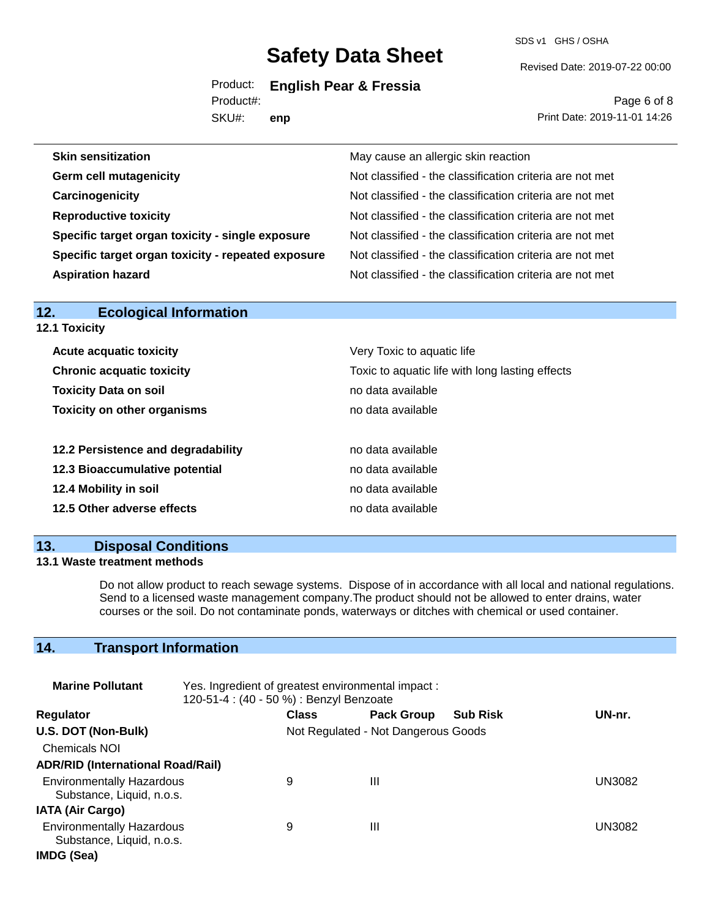| | |
|---|---|
| **Skin sensitization** | May cause an allergic skin reaction |
| **Germ cell mutagenicity** | Not classified - the classification criteria are not met |
| **Carcinogenicity** | Not classified - the classification criteria are not met |
| **Reproductive toxicity** | Not classified - the classification criteria are not met |
| **Specific target organ toxicity - single exposure** | Not classified - the classification criteria are not met |
| **Specific target organ toxicity - repeated exposure** | Not classified - the classification criteria are not met |
| **Aspiration hazard** | Not classified - the classification criteria are not met |

## 12. Ecological Information

### 12.1 Toxicity

| | |
|---|---|
| **Acute acquatic toxicity** | Very Toxic to aquatic life |
| **Chronic acquatic toxicity** | Toxic to aquatic life with long lasting effects |
| **Toxicity Data on soil** | no data available |
| **Toxicity on other organisms** | no data available |

| | |
|---|---|
| **12.2 Persistence and degradability** | no data available |
| **12.3 Bioaccumulative potential** | no data available |
| **12.4 Mobility in soil** | no data available |
| **12.5 Other adverse effects** | no data available |

## 13. Disposal Conditions

### 13.1 Waste treatment methods

Do not allow product to reach sewage systems. Dispose of in accordance with all local and national regulations. Send to a licensed waste management company.The product should not be allowed to enter drains, water courses or the soil. Do not contaminate ponds, waterways or ditches with chemical or used container.

## 14. Transport Information

**Marine Pollutant** Yes. Ingredient of greatest environmental impact : 120-51-4 : (40 - 50 %) : Benzyl Benzoate

| Regulator | Class | Pack Group | Sub Risk | UN-nr. |
|---|---|---|---|---|
| **U.S. DOT (Non-Bulk)** | Not Regulated - Not Dangerous Goods | | | |
| Chemicals NOI | | | | |
| **ADR/RID (International Road/Rail)** | | | | |
| Environmentally Hazardous Substance, Liquid, n.o.s. | 9 | III | | UN3082 |
| **IATA (Air Cargo)** | | | | |
| Environmentally Hazardous Substance, Liquid, n.o.s. | 9 | III | | UN3082 |
| **IMDG (Sea)** | | | | |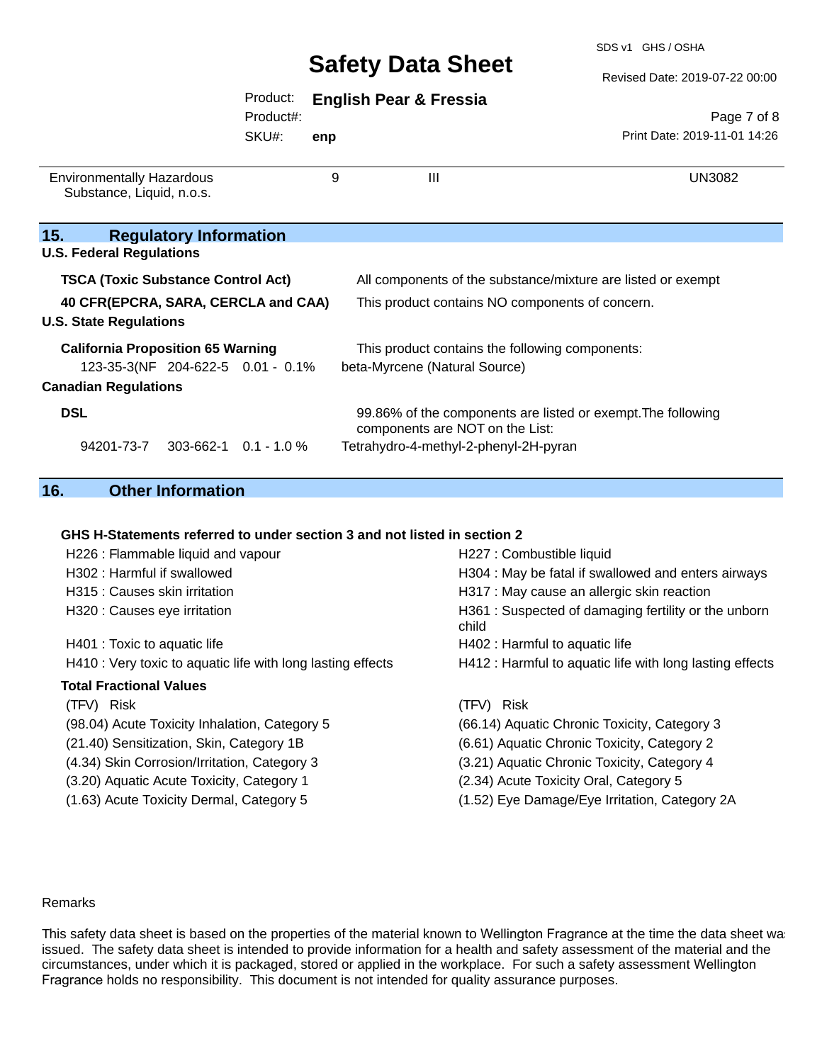| Environmentally Hazardous Substance, Liquid, n.o.s. | 9 | III | UN3082 |
|---|---|---|---|

## 15. Regulatory Information

**U.S. Federal Regulations**

**TSCA (Toxic Substance Control Act)** — All components of the substance/mixture are listed or exempt

**40 CFR(EPCRA, SARA, CERCLA and CAA)** — This product contains NO components of concern.

**U.S. State Regulations**

**California Proposition 65 Warning** — This product contains the following components:

| 123-35-3(NF | 204-622-5 | 0.01 - 0.1% | beta-Myrcene (Natural Source) |
|---|---|---|---|

**Canadian Regulations**

**DSL** — 99.86% of the components are listed or exempt.The following components are NOT on the List:

| 94201-73-7 | 303-662-1 | 0.1 - 1.0 % | Tetrahydro-4-methyl-2-phenyl-2H-pyran |
|---|---|---|---|

## 16. Other Information

**GHS H-Statements referred to under section 3 and not listed in section 2**

H226 : Flammable liquid and vapour
H227 : Combustible liquid
H302 : Harmful if swallowed
H304 : May be fatal if swallowed and enters airways
H315 : Causes skin irritation
H317 : May cause an allergic skin reaction
H320 : Causes eye irritation
H361 : Suspected of damaging fertility or the unborn child
H401 : Toxic to aquatic life
H402 : Harmful to aquatic life
H410 : Very toxic to aquatic life with long lasting effects
H412 : Harmful to aquatic life with long lasting effects

**Total Fractional Values**

| (TFV) | Risk | (TFV) | Risk |
|---|---|---|---|
| (98.04) | Acute Toxicity Inhalation, Category 5 | (66.14) | Aquatic Chronic Toxicity, Category 3 |
| (21.40) | Sensitization, Skin, Category 1B | (6.61) | Aquatic Chronic Toxicity, Category 2 |
| (4.34) | Skin Corrosion/Irritation, Category 3 | (3.21) | Aquatic Chronic Toxicity, Category 4 |
| (3.20) | Aquatic Acute Toxicity, Category 1 | (2.34) | Acute Toxicity Oral, Category 5 |
| (1.63) | Acute Toxicity Dermal, Category 5 | (1.52) | Eye Damage/Eye Irritation, Category 2A |

Remarks

This safety data sheet is based on the properties of the material known to Wellington Fragrance at the time the data sheet was issued. The safety data sheet is intended to provide information for a health and safety assessment of the material and the circumstances, under which it is packaged, stored or applied in the workplace. For such a safety assessment Wellington Fragrance holds no responsibility. This document is not intended for quality assurance purposes.